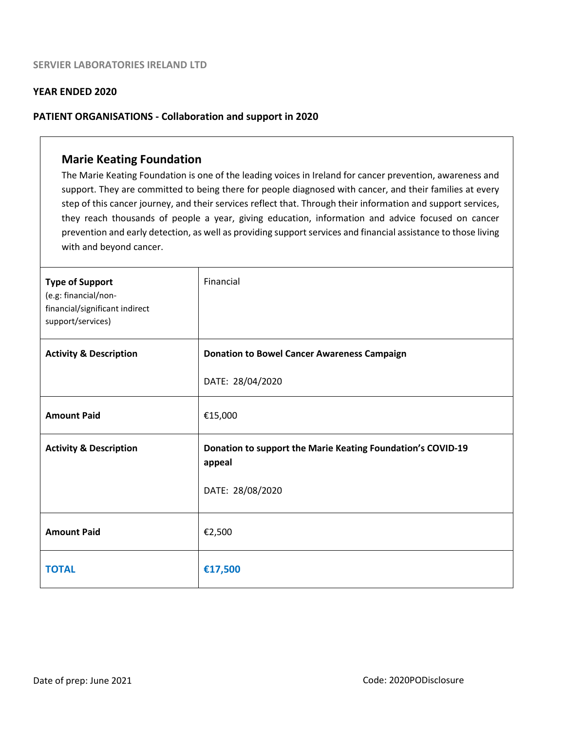SERVIER LABORATORIES IRELAND LTD

**YEAR ENDED 2020**

**PATIENT ORGANISATIONS - Collaboration and support in 2020**

## Marie Keating Foundation

The Marie Keating Foundation is one of the leading voices in Ireland for cancer prevention, awareness and support. They are committed to being there for people diagnosed with cancer, and their families at every step of this cancer journey, and their services reflect that. Through their information and support services, they reach thousands of people a year, giving education, information and advice focused on cancer prevention and early detection, as well as providing support services and financial assistance to those living with and beyond cancer.

| | |
|---|---|
| **Type of Support** (e.g: financial/non-financial/significant indirect support/services) | Financial |
| **Activity & Description** | **Donation to Bowel Cancer Awareness Campaign**<br><br>DATE: 28/04/2020 |
| **Amount Paid** | €15,000 |
| **Activity & Description** | **Donation to support the Marie Keating Foundation's COVID-19 appeal**<br><br>DATE: 28/08/2020 |
| **Amount Paid** | €2,500 |
| **TOTAL** | **€17,500** |

Date of prep: June 2021

Code: 2020PODisclosure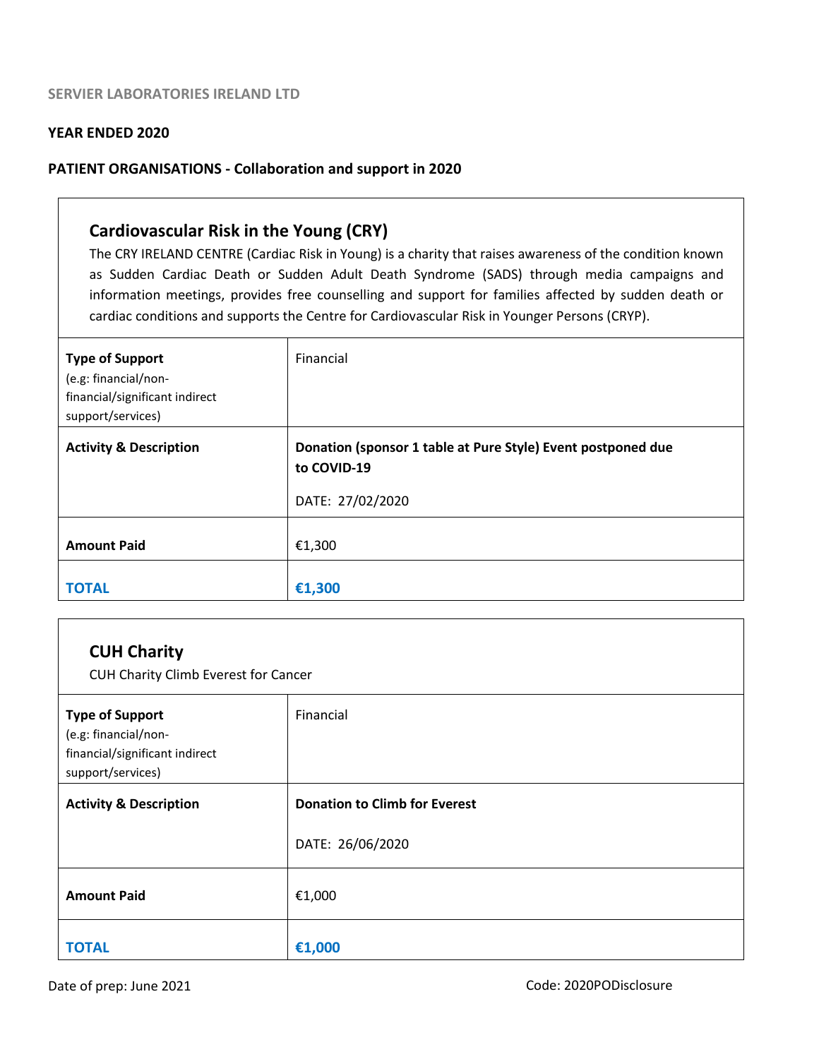SERVIER LABORATORIES IRELAND LTD

**YEAR ENDED 2020**

**PATIENT ORGANISATIONS - Collaboration and support in 2020**

## Cardiovascular Risk in the Young (CRY)

The CRY IRELAND CENTRE (Cardiac Risk in Young) is a charity that raises awareness of the condition known as Sudden Cardiac Death or Sudden Adult Death Syndrome (SADS) through media campaigns and information meetings, provides free counselling and support for families affected by sudden death or cardiac conditions and supports the Centre for Cardiovascular Risk in Younger Persons (CRYP).

| | |
|---|---|
| **Type of Support** (e.g: financial/non-financial/significant indirect support/services) | Financial |
| **Activity & Description** | **Donation (sponsor 1 table at Pure Style) Event postponed due to COVID-19**<br><br>DATE: 27/02/2020 |
| **Amount Paid** | €1,300 |
| **TOTAL** | **€1,300** |

## CUH Charity

CUH Charity Climb Everest for Cancer

| | |
|---|---|
| **Type of Support** (e.g: financial/non-financial/significant indirect support/services) | Financial |
| **Activity & Description** | **Donation to Climb for Everest**<br><br>DATE: 26/06/2020 |
| **Amount Paid** | €1,000 |
| **TOTAL** | **€1,000** |

Date of prep: June 2021 Code: 2020PODisclosure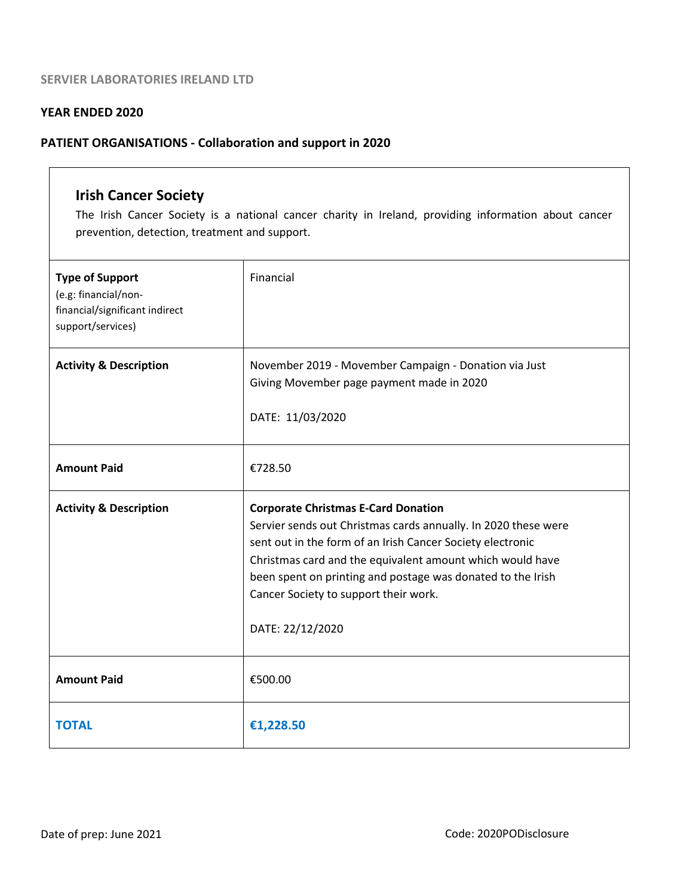SERVIER LABORATORIES IRELAND LTD

**YEAR ENDED 2020**

**PATIENT ORGANISATIONS - Collaboration and support in 2020**

## Irish Cancer Society

The Irish Cancer Society is a national cancer charity in Ireland, providing information about cancer prevention, detection, treatment and support.

| | |
|---|---|
| **Type of Support** (e.g: financial/non-financial/significant indirect support/services) | Financial |
| **Activity & Description** | November 2019 - Movember Campaign - Donation via Just Giving Movember page payment made in 2020<br><br>DATE: 11/03/2020 |
| **Amount Paid** | €728.50 |
| **Activity & Description** | **Corporate Christmas E-Card Donation**<br>Servier sends out Christmas cards annually. In 2020 these were sent out in the form of an Irish Cancer Society electronic Christmas card and the equivalent amount which would have been spent on printing and postage was donated to the Irish Cancer Society to support their work.<br><br>DATE: 22/12/2020 |
| **Amount Paid** | €500.00 |
| **TOTAL** | **€1,228.50** |

Date of prep: June 2021

Code: 2020PODisclosure